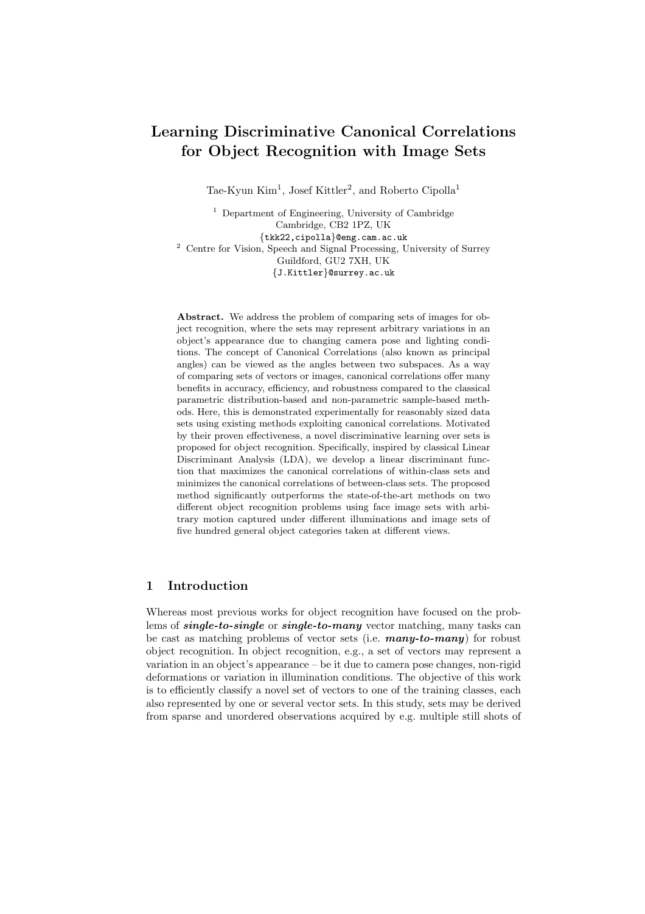# Learning Discriminative Canonical Correlations for Object Recognition with Image Sets

Tae-Kyun Kim[1], Josef Kittler[2], and Roberto Cipolla[1]

[1] Department of Engineering, University of Cambridge
Cambridge, CB2 1PZ, UK
{tkk22,cipolla}@eng.cam.ac.uk

[2] Centre for Vision, Speech and Signal Processing, University of Surrey
Guildford, GU2 7XH, UK
{J.Kittler}@surrey.ac.uk

**Abstract.** We address the problem of comparing sets of images for object recognition, where the sets may represent arbitrary variations in an object's appearance due to changing camera pose and lighting conditions. The concept of Canonical Correlations (also known as principal angles) can be viewed as the angles between two subspaces. As a way of comparing sets of vectors or images, canonical correlations offer many benefits in accuracy, efficiency, and robustness compared to the classical parametric distribution-based and non-parametric sample-based methods. Here, this is demonstrated experimentally for reasonably sized data sets using existing methods exploiting canonical correlations. Motivated by their proven effectiveness, a novel discriminative learning over sets is proposed for object recognition. Specifically, inspired by classical Linear Discriminant Analysis (LDA), we develop a linear discriminant function that maximizes the canonical correlations of within-class sets and minimizes the canonical correlations of between-class sets. The proposed method significantly outperforms the state-of-the-art methods on two different object recognition problems using face image sets with arbitrary motion captured under different illuminations and image sets of five hundred general object categories taken at different views.

## 1 Introduction

Whereas most previous works for object recognition have focused on the problems of ***single-to-single*** or ***single-to-many*** vector matching, many tasks can be cast as matching problems of vector sets (i.e. ***many-to-many***) for robust object recognition. In object recognition, e.g., a set of vectors may represent a variation in an object's appearance – be it due to camera pose changes, non-rigid deformations or variation in illumination conditions. The objective of this work is to efficiently classify a novel set of vectors to one of the training classes, each also represented by one or several vector sets. In this study, sets may be derived from sparse and unordered observations acquired by e.g. multiple still shots of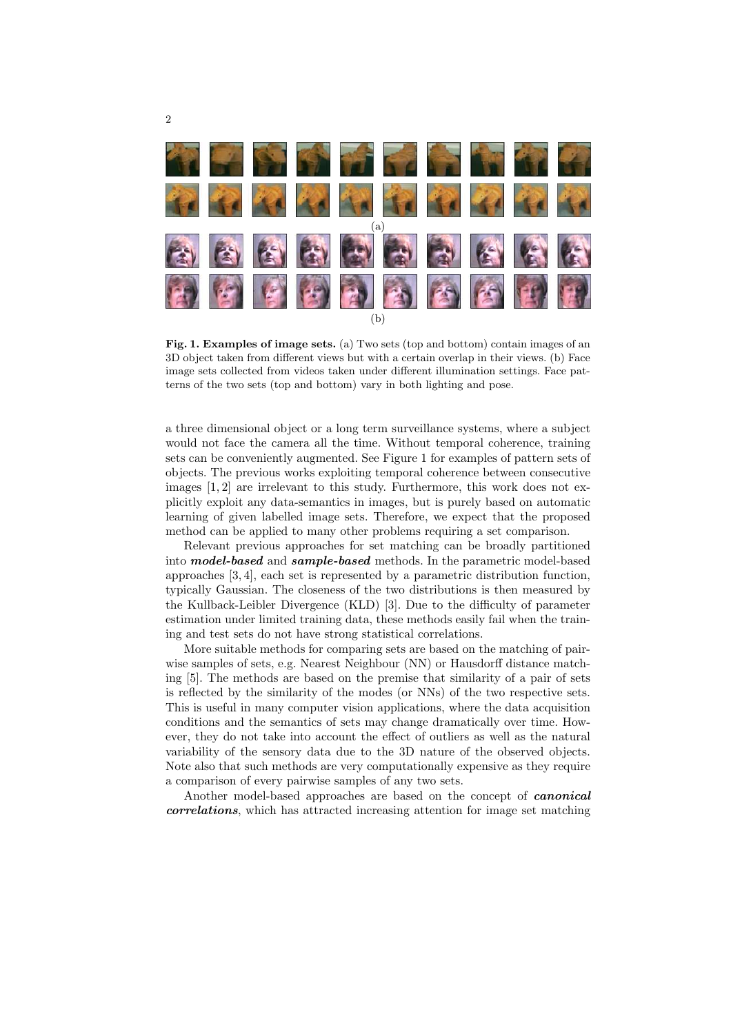**Fig. 1. Examples of image sets.** (a) Two sets (top and bottom) contain images of an 3D object taken from different views but with a certain overlap in their views. (b) Face image sets collected from videos taken under different illumination settings. Face patterns of the two sets (top and bottom) vary in both lighting and pose.

a three dimensional object or a long term surveillance systems, where a subject would not face the camera all the time. Without temporal coherence, training sets can be conveniently augmented. See Figure 1 for examples of pattern sets of objects. The previous works exploiting temporal coherence between consecutive images [1, 2] are irrelevant to this study. Furthermore, this work does not explicitly exploit any data-semantics in images, but is purely based on automatic learning of given labelled image sets. Therefore, we expect that the proposed method can be applied to many other problems requiring a set comparison.

Relevant previous approaches for set matching can be broadly partitioned into ***model-based*** and ***sample-based*** methods. In the parametric model-based approaches [3, 4], each set is represented by a parametric distribution function, typically Gaussian. The closeness of the two distributions is then measured by the Kullback-Leibler Divergence (KLD) [3]. Due to the difficulty of parameter estimation under limited training data, these methods easily fail when the training and test sets do not have strong statistical correlations.

More suitable methods for comparing sets are based on the matching of pairwise samples of sets, e.g. Nearest Neighbour (NN) or Hausdorff distance matching [5]. The methods are based on the premise that similarity of a pair of sets is reflected by the similarity of the modes (or NNs) of the two respective sets. This is useful in many computer vision applications, where the data acquisition conditions and the semantics of sets may change dramatically over time. However, they do not take into account the effect of outliers as well as the natural variability of the sensory data due to the 3D nature of the observed objects. Note also that such methods are very computationally expensive as they require a comparison of every pairwise samples of any two sets.

Another model-based approaches are based on the concept of ***canonical correlations***, which has attracted increasing attention for image set matching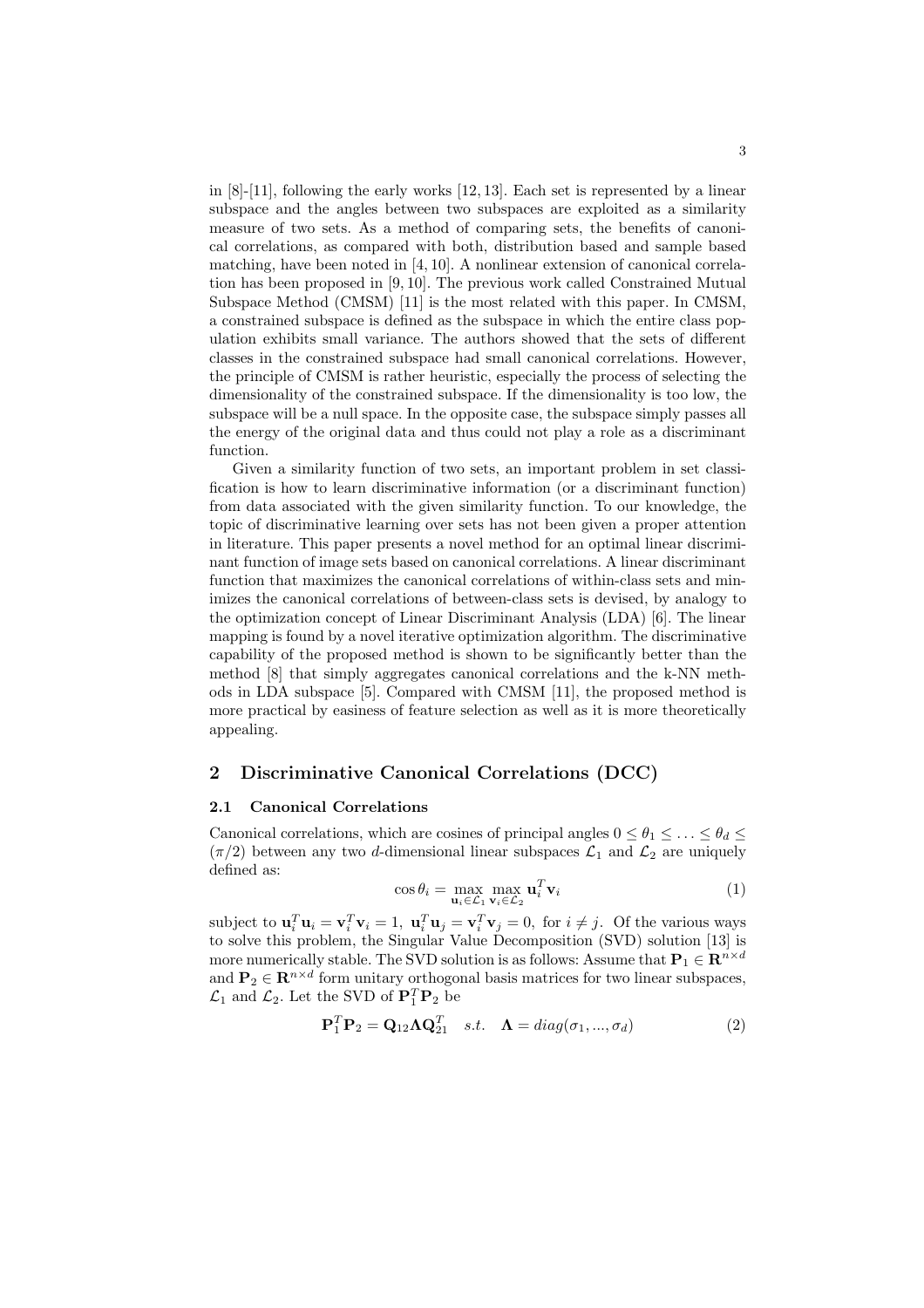in [8]-[11], following the early works [12, 13]. Each set is represented by a linear subspace and the angles between two subspaces are exploited as a similarity measure of two sets. As a method of comparing sets, the benefits of canonical correlations, as compared with both, distribution based and sample based matching, have been noted in [4, 10]. A nonlinear extension of canonical correlation has been proposed in [9, 10]. The previous work called Constrained Mutual Subspace Method (CMSM) [11] is the most related with this paper. In CMSM, a constrained subspace is defined as the subspace in which the entire class population exhibits small variance. The authors showed that the sets of different classes in the constrained subspace had small canonical correlations. However, the principle of CMSM is rather heuristic, especially the process of selecting the dimensionality of the constrained subspace. If the dimensionality is too low, the subspace will be a null space. In the opposite case, the subspace simply passes all the energy of the original data and thus could not play a role as a discriminant function.

Given a similarity function of two sets, an important problem in set classification is how to learn discriminative information (or a discriminant function) from data associated with the given similarity function. To our knowledge, the topic of discriminative learning over sets has not been given a proper attention in literature. This paper presents a novel method for an optimal linear discriminant function of image sets based on canonical correlations. A linear discriminant function that maximizes the canonical correlations of within-class sets and minimizes the canonical correlations of between-class sets is devised, by analogy to the optimization concept of Linear Discriminant Analysis (LDA) [6]. The linear mapping is found by a novel iterative optimization algorithm. The discriminative capability of the proposed method is shown to be significantly better than the method [8] that simply aggregates canonical correlations and the k-NN methods in LDA subspace [5]. Compared with CMSM [11], the proposed method is more practical by easiness of feature selection as well as it is more theoretically appealing.

## 2 Discriminative Canonical Correlations (DCC)

### 2.1 Canonical Correlations

Canonical correlations, which are cosines of principal angles $0 \leq \theta_1 \leq \ldots \leq \theta_d \leq (\pi/2)$ between any two $d$-dimensional linear subspaces $\mathcal{L}_1$ and $\mathcal{L}_2$ are uniquely defined as:

$$\cos\theta_i = \max_{\mathbf{u}_i \in \mathcal{L}_1} \max_{\mathbf{v}_i \in \mathcal{L}_2} \mathbf{u}_i^T \mathbf{v}_i \tag{1}$$

subject to $\mathbf{u}_i^T\mathbf{u}_i = \mathbf{v}_i^T\mathbf{v}_i = 1,\ \mathbf{u}_i^T\mathbf{u}_j = \mathbf{v}_i^T\mathbf{v}_j = 0,$ for $i \neq j$. Of the various ways to solve this problem, the Singular Value Decomposition (SVD) solution [13] is more numerically stable. The SVD solution is as follows: Assume that $\mathbf{P}_1 \in \mathbf{R}^{n\times d}$ and $\mathbf{P}_2 \in \mathbf{R}^{n\times d}$ form unitary orthogonal basis matrices for two linear subspaces, $\mathcal{L}_1$ and $\mathcal{L}_2$. Let the SVD of $\mathbf{P}_1^T\mathbf{P}_2$ be

$$\mathbf{P}_1^T\mathbf{P}_2 = \mathbf{Q}_{12}\mathbf{\Lambda}\mathbf{Q}_{21}^T \quad s.t. \quad \mathbf{\Lambda} = diag(\sigma_1, ..., \sigma_d) \tag{2}$$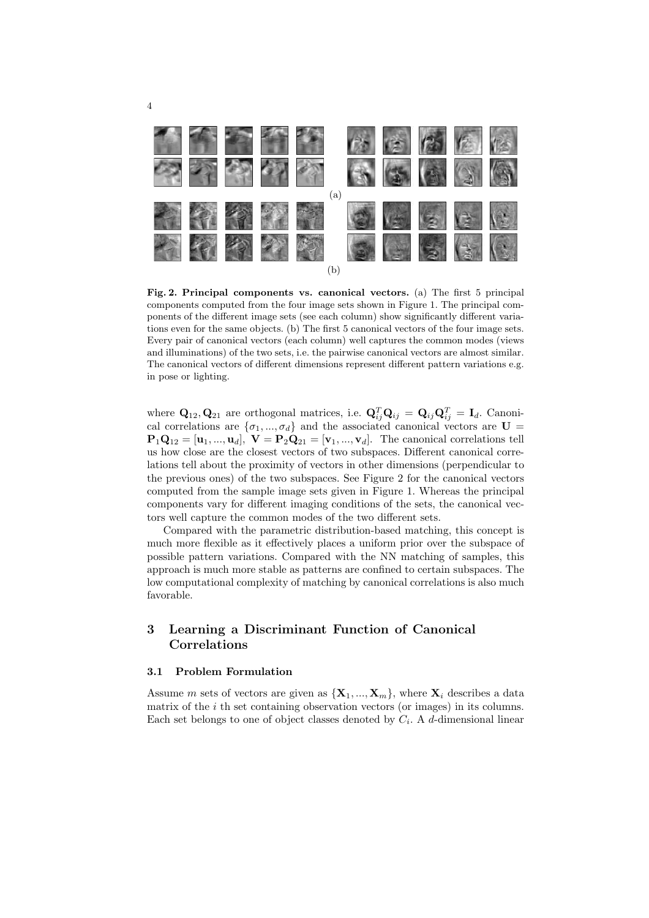(a)

(b)

**Fig. 2. Principal components vs. canonical vectors.** (a) The first 5 principal components computed from the four image sets shown in Figure 1. The principal components of the different image sets (see each column) show significantly different variations even for the same objects. (b) The first 5 canonical vectors of the four image sets. Every pair of canonical vectors (each column) well captures the common modes (views and illuminations) of the two sets, i.e. the pairwise canonical vectors are almost similar. The canonical vectors of different dimensions represent different pattern variations e.g. in pose or lighting.

where $\mathbf{Q}_{12}, \mathbf{Q}_{21}$ are orthogonal matrices, i.e. $\mathbf{Q}_{ij}^T \mathbf{Q}_{ij} = \mathbf{Q}_{ij} \mathbf{Q}_{ij}^T = \mathbf{I}_d$. Canonical correlations are $\{\sigma_1, ..., \sigma_d\}$ and the associated canonical vectors are $\mathbf{U} = \mathbf{P}_1 \mathbf{Q}_{12} = [\mathbf{u}_1, ..., \mathbf{u}_d]$, $\mathbf{V} = \mathbf{P}_2 \mathbf{Q}_{21} = [\mathbf{v}_1, ..., \mathbf{v}_d]$. The canonical correlations tell us how close are the closest vectors of two subspaces. Different canonical correlations tell about the proximity of vectors in other dimensions (perpendicular to the previous ones) of the two subspaces. See Figure 2 for the canonical vectors computed from the sample image sets given in Figure 1. Whereas the principal components vary for different imaging conditions of the sets, the canonical vectors well capture the common modes of the two different sets.

Compared with the parametric distribution-based matching, this concept is much more flexible as it effectively places a uniform prior over the subspace of possible pattern variations. Compared with the NN matching of samples, this approach is much more stable as patterns are confined to certain subspaces. The low computational complexity of matching by canonical correlations is also much favorable.

## 3 Learning a Discriminant Function of Canonical Correlations

### 3.1 Problem Formulation

Assume $m$ sets of vectors are given as $\{\mathbf{X}_1, ..., \mathbf{X}_m\}$, where $\mathbf{X}_i$ describes a data matrix of the $i$ th set containing observation vectors (or images) in its columns. Each set belongs to one of object classes denoted by $C_i$. A $d$-dimensional linear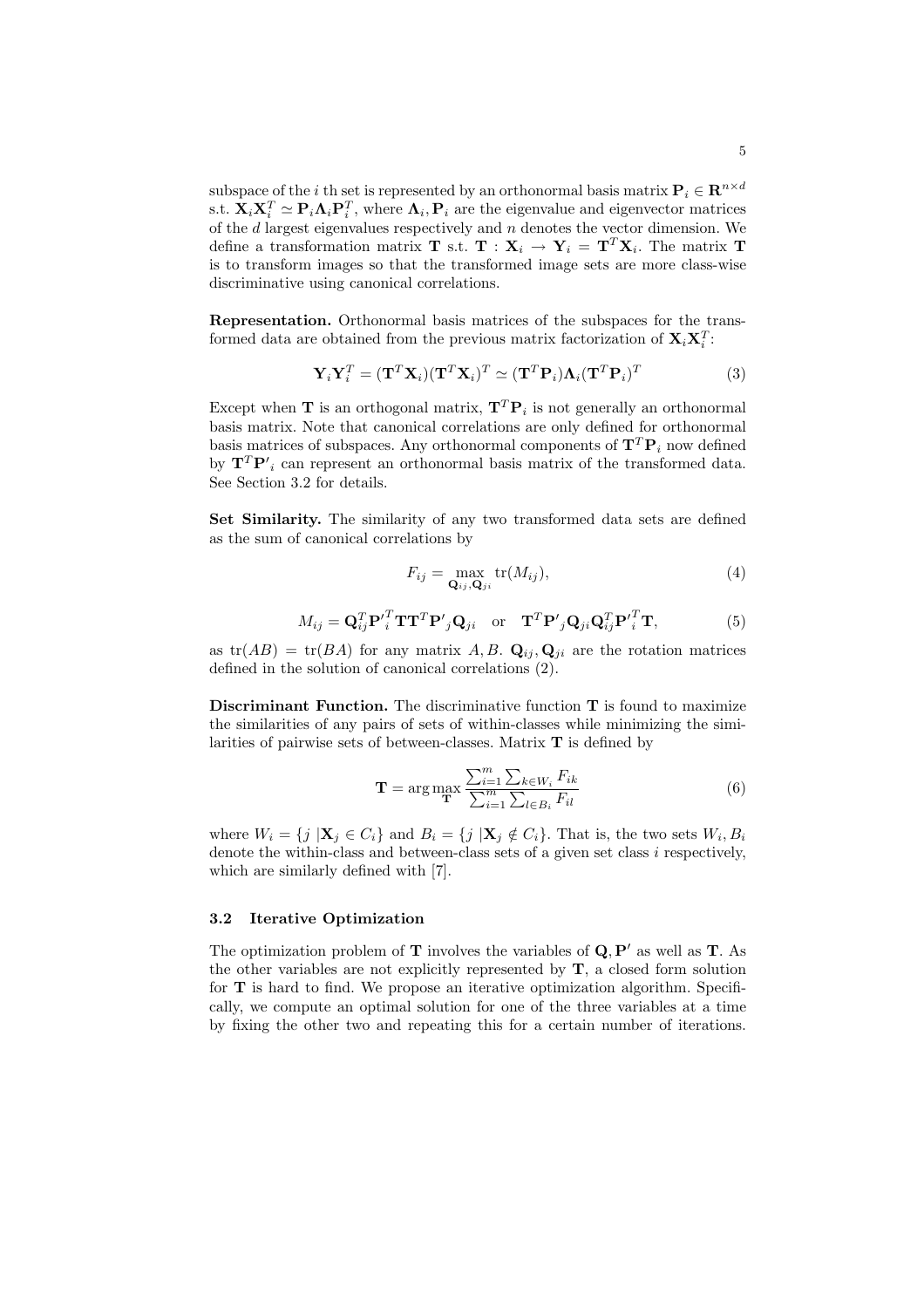subspace of the $i$ th set is represented by an orthonormal basis matrix $\mathbf{P}_i \in \mathbf{R}^{n \times d}$ s.t. $\mathbf{X}_i \mathbf{X}_i^T \simeq \mathbf{P}_i \mathbf{\Lambda}_i \mathbf{P}_i^T$, where $\mathbf{\Lambda}_i, \mathbf{P}_i$ are the eigenvalue and eigenvector matrices of the $d$ largest eigenvalues respectively and $n$ denotes the vector dimension. We define a transformation matrix $\mathbf{T}$ s.t. $\mathbf{T} : \mathbf{X}_i \rightarrow \mathbf{Y}_i = \mathbf{T}^T \mathbf{X}_i$. The matrix $\mathbf{T}$ is to transform images so that the transformed image sets are more class-wise discriminative using canonical correlations.

**Representation.** Orthonormal basis matrices of the subspaces for the transformed data are obtained from the previous matrix factorization of $\mathbf{X}_i \mathbf{X}_i^T$:

$$\mathbf{Y}_i \mathbf{Y}_i^T = (\mathbf{T}^T \mathbf{X}_i)(\mathbf{T}^T \mathbf{X}_i)^T \simeq (\mathbf{T}^T \mathbf{P}_i) \mathbf{\Lambda}_i (\mathbf{T}^T \mathbf{P}_i)^T \tag{3}$$

Except when $\mathbf{T}$ is an orthogonal matrix, $\mathbf{T}^T \mathbf{P}_i$ is not generally an orthonormal basis matrix. Note that canonical correlations are only defined for orthonormal basis matrices of subspaces. Any orthonormal components of $\mathbf{T}^T \mathbf{P}_i$ now defined by $\mathbf{T}^T \mathbf{P'}_i$ can represent an orthonormal basis matrix of the transformed data. See Section 3.2 for details.

**Set Similarity.** The similarity of any two transformed data sets are defined as the sum of canonical correlations by

$$F_{ij} = \max_{\mathbf{Q}_{ij}, \mathbf{Q}_{ji}} \mathrm{tr}(M_{ij}), \tag{4}$$

$$M_{ij} = \mathbf{Q}_{ij}^T \mathbf{P'}_i^T \mathbf{T} \mathbf{T}^T \mathbf{P'}_j \mathbf{Q}_{ji} \quad \text{or} \quad \mathbf{T}^T \mathbf{P'}_j \mathbf{Q}_{ji} \mathbf{Q}_{ij}^T \mathbf{P'}_i^T \mathbf{T}, \tag{5}$$

as $\mathrm{tr}(AB) = \mathrm{tr}(BA)$ for any matrix $A, B$. $\mathbf{Q}_{ij}, \mathbf{Q}_{ji}$ are the rotation matrices defined in the solution of canonical correlations (2).

**Discriminant Function.** The discriminative function $\mathbf{T}$ is found to maximize the similarities of any pairs of sets of within-classes while minimizing the similarities of pairwise sets of between-classes. Matrix $\mathbf{T}$ is defined by

$$\mathbf{T} = \arg\max_{\mathbf{T}} \frac{\sum_{i=1}^{m} \sum_{k \in W_i} F_{ik}}{\sum_{i=1}^{m} \sum_{l \in B_i} F_{il}} \tag{6}$$

where $W_i = \{j \,|\mathbf{X}_j \in C_i\}$ and $B_i = \{j \,|\mathbf{X}_j \notin C_i\}$. That is, the two sets $W_i, B_i$ denote the within-class and between-class sets of a given set class $i$ respectively, which are similarly defined with [7].

### 3.2 Iterative Optimization

The optimization problem of $\mathbf{T}$ involves the variables of $\mathbf{Q}, \mathbf{P'}$ as well as $\mathbf{T}$. As the other variables are not explicitly represented by $\mathbf{T}$, a closed form solution for $\mathbf{T}$ is hard to find. We propose an iterative optimization algorithm. Specifically, we compute an optimal solution for one of the three variables at a time by fixing the other two and repeating this for a certain number of iterations.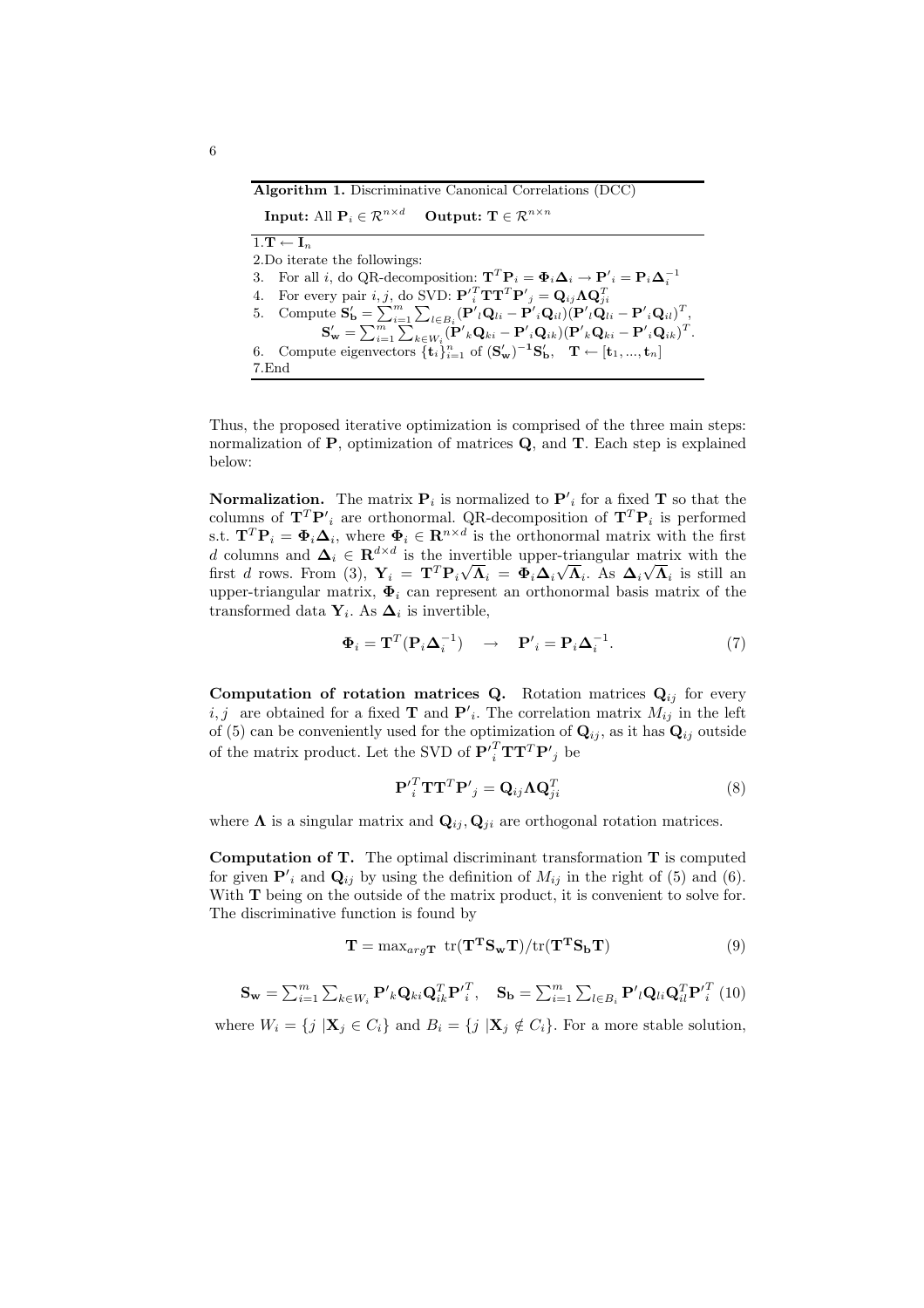**Algorithm 1.** Discriminative Canonical Correlations (DCC)

**Input:** All $\mathbf{P}_i \in \mathcal{R}^{n \times d}$ **Output:** $\mathbf{T} \in \mathcal{R}^{n \times n}$

1. $\mathbf{T} \leftarrow \mathbf{I}_n$
2. Do iterate the followings:
3. For all $i$, do QR-decomposition: $\mathbf{T}^T\mathbf{P}_i = \mathbf{\Phi}_i\mathbf{\Delta}_i \rightarrow \mathbf{P'}_i = \mathbf{P}_i\mathbf{\Delta}_i^{-1}$
4. For every pair $i, j$, do SVD: $\mathbf{P'}_i^T\mathbf{T}\mathbf{T}^T\mathbf{P'}_j = \mathbf{Q}_{ij}\mathbf{\Lambda}\mathbf{Q}_{ji}^T$
5. Compute $\mathbf{S'_b} = \sum_{i=1}^m \sum_{l \in B_i} (\mathbf{P'}_l\mathbf{Q}_{li} - \mathbf{P'}_i\mathbf{Q}_{il})(\mathbf{P'}_l\mathbf{Q}_{li} - \mathbf{P'}_i\mathbf{Q}_{il})^T$,
   $\mathbf{S'_w} = \sum_{i=1}^m \sum_{k \in W_i} (\mathbf{P'}_k\mathbf{Q}_{ki} - \mathbf{P'}_i\mathbf{Q}_{ik})(\mathbf{P'}_k\mathbf{Q}_{ki} - \mathbf{P'}_i\mathbf{Q}_{ik})^T$.
6. Compute eigenvectors $\{\mathbf{t}_i\}_{i=1}^n$ of $(\mathbf{S'_w})^{-1}\mathbf{S'_b}$, $\mathbf{T} \leftarrow [\mathbf{t}_1, ..., \mathbf{t}_n]$
7. End

Thus, the proposed iterative optimization is comprised of the three main steps: normalization of $\mathbf{P}$, optimization of matrices $\mathbf{Q}$, and $\mathbf{T}$. Each step is explained below:

**Normalization.** The matrix $\mathbf{P}_i$ is normalized to $\mathbf{P'}_i$ for a fixed $\mathbf{T}$ so that the columns of $\mathbf{T}^T\mathbf{P'}_i$ are orthonormal. QR-decomposition of $\mathbf{T}^T\mathbf{P}_i$ is performed s.t. $\mathbf{T}^T\mathbf{P}_i = \mathbf{\Phi}_i\mathbf{\Delta}_i$, where $\mathbf{\Phi}_i \in \mathbf{R}^{n \times d}$ is the orthonormal matrix with the first $d$ columns and $\mathbf{\Delta}_i \in \mathbf{R}^{d \times d}$ is the invertible upper-triangular matrix with the first $d$ rows. From (3), $\mathbf{Y}_i = \mathbf{T}^T\mathbf{P}_i\sqrt{\mathbf{\Lambda}}_i = \mathbf{\Phi}_i\mathbf{\Delta}_i\sqrt{\mathbf{\Lambda}}_i$. As $\mathbf{\Delta}_i\sqrt{\mathbf{\Lambda}}_i$ is still an upper-triangular matrix, $\mathbf{\Phi}_i$ can represent an orthonormal basis matrix of the transformed data $\mathbf{Y}_i$. As $\mathbf{\Delta}_i$ is invertible,

$$\mathbf{\Phi}_i = \mathbf{T}^T(\mathbf{P}_i\mathbf{\Delta}_i^{-1}) \quad \rightarrow \quad \mathbf{P'}_i = \mathbf{P}_i\mathbf{\Delta}_i^{-1}. \tag{7}$$

**Computation of rotation matrices Q.** Rotation matrices $\mathbf{Q}_{ij}$ for every $i, j$ are obtained for a fixed $\mathbf{T}$ and $\mathbf{P'}_i$. The correlation matrix $M_{ij}$ in the left of (5) can be conveniently used for the optimization of $\mathbf{Q}_{ij}$, as it has $\mathbf{Q}_{ij}$ outside of the matrix product. Let the SVD of $\mathbf{P'}_i^T\mathbf{T}\mathbf{T}^T\mathbf{P'}_j$ be

$$\mathbf{P'}_i^T\mathbf{T}\mathbf{T}^T\mathbf{P'}_j = \mathbf{Q}_{ij}\mathbf{\Lambda}\mathbf{Q}_{ji}^T \tag{8}$$

where $\mathbf{\Lambda}$ is a singular matrix and $\mathbf{Q}_{ij}, \mathbf{Q}_{ji}$ are orthogonal rotation matrices.

**Computation of T.** The optimal discriminant transformation $\mathbf{T}$ is computed for given $\mathbf{P'}_i$ and $\mathbf{Q}_{ij}$ by using the definition of $M_{ij}$ in the right of (5) and (6). With $\mathbf{T}$ being on the outside of the matrix product, it is convenient to solve for. The discriminative function is found by

$$\mathbf{T} = \max_{arg\mathbf{T}} \ \mathrm{tr}(\mathbf{T^T S_w T})/\mathrm{tr}(\mathbf{T^T S_b T}) \tag{9}$$

$$\mathbf{S_w} = \sum_{i=1}^m \sum_{k \in W_i} \mathbf{P'}_k\mathbf{Q}_{ki}\mathbf{Q}_{ik}^T\mathbf{P'}_i^T, \quad \mathbf{S_b} = \sum_{i=1}^m \sum_{l \in B_i} \mathbf{P'}_l\mathbf{Q}_{li}\mathbf{Q}_{il}^T\mathbf{P'}_i^T \tag{10}$$

where $W_i = \{j \ | \mathbf{X}_j \in C_i\}$ and $B_i = \{j \ | \mathbf{X}_j \notin C_i\}$. For a more stable solution,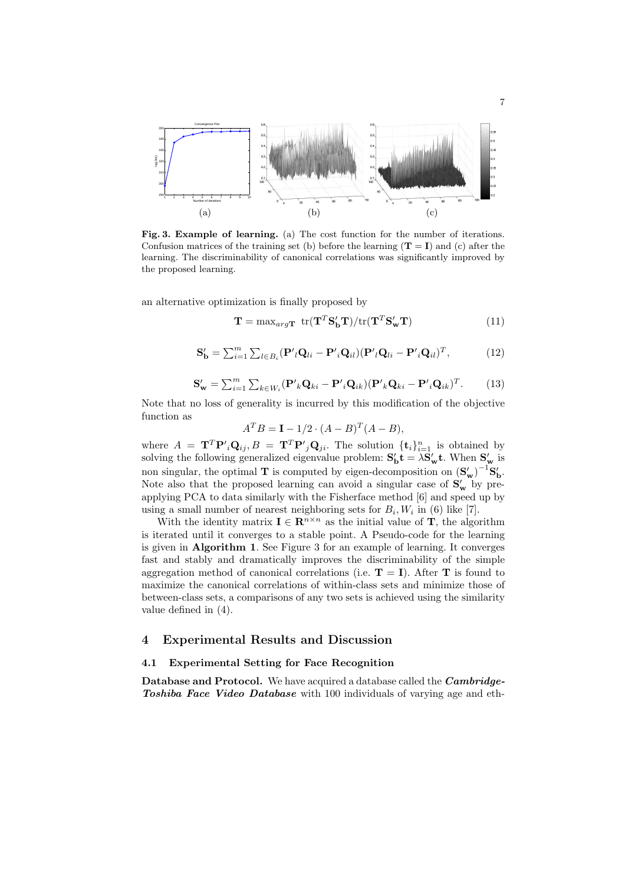(a) (b) (c)

**Fig. 3. Example of learning.** (a) The cost function for the number of iterations. Confusion matrices of the training set (b) before the learning ($\mathbf{T} = \mathbf{I}$) and (c) after the learning. The discriminability of canonical correlations was significantly improved by the proposed learning.

an alternative optimization is finally proposed by

$$\mathbf{T} = \max_{arg\mathbf{T}} \ \mathrm{tr}(\mathbf{T}^T \mathbf{S}'_\mathbf{b} \mathbf{T}) / \mathrm{tr}(\mathbf{T}^T \mathbf{S}'_\mathbf{w} \mathbf{T}) \quad (11)$$

$$\mathbf{S}'_\mathbf{b} = \sum_{i=1}^{m} \sum_{l \in B_i} (\mathbf{P}'_l \mathbf{Q}_{li} - \mathbf{P}'_i \mathbf{Q}_{il})(\mathbf{P}'_l \mathbf{Q}_{li} - \mathbf{P}'_i \mathbf{Q}_{il})^T, \quad (12)$$

$$\mathbf{S}'_\mathbf{w} = \sum_{i=1}^{m} \sum_{k \in W_i} (\mathbf{P}'_k \mathbf{Q}_{ki} - \mathbf{P}'_i \mathbf{Q}_{ik})(\mathbf{P}'_k \mathbf{Q}_{ki} - \mathbf{P}'_i \mathbf{Q}_{ik})^T. \quad (13)$$

Note that no loss of generality is incurred by this modification of the objective function as

$$A^T B = \mathbf{I} - 1/2 \cdot (A - B)^T (A - B),$$

where $A = \mathbf{T}^T \mathbf{P}'_i \mathbf{Q}_{ij}, B = \mathbf{T}^T \mathbf{P}'_j \mathbf{Q}_{ji}$. The solution $\{\mathbf{t}_i\}_{i=1}^n$ is obtained by solving the following generalized eigenvalue problem: $\mathbf{S}'_\mathbf{b} \mathbf{t} = \lambda \mathbf{S}'_\mathbf{w} \mathbf{t}$. When $\mathbf{S}'_\mathbf{w}$ is non singular, the optimal $\mathbf{T}$ is computed by eigen-decomposition on $(\mathbf{S}'_\mathbf{w})^{-1} \mathbf{S}'_\mathbf{b}$. Note also that the proposed learning can avoid a singular case of $\mathbf{S}'_\mathbf{w}$ by pre-applying PCA to data similarly with the Fisherface method [6] and speed up by using a small number of nearest neighboring sets for $B_i, W_i$ in (6) like [7].

With the identity matrix $\mathbf{I} \in \mathbf{R}^{n \times n}$ as the initial value of $\mathbf{T}$, the algorithm is iterated until it converges to a stable point. A Pseudo-code for the learning is given in **Algorithm 1**. See Figure 3 for an example of learning. It converges fast and stably and dramatically improves the discriminability of the simple aggregation method of canonical correlations (i.e. $\mathbf{T} = \mathbf{I}$). After $\mathbf{T}$ is found to maximize the canonical correlations of within-class sets and minimize those of between-class sets, a comparisons of any two sets is achieved using the similarity value defined in (4).

## 4 Experimental Results and Discussion

### 4.1 Experimental Setting for Face Recognition

**Database and Protocol.** We have acquired a database called the ***Cambridge-Toshiba Face Video Database*** with 100 individuals of varying age and eth-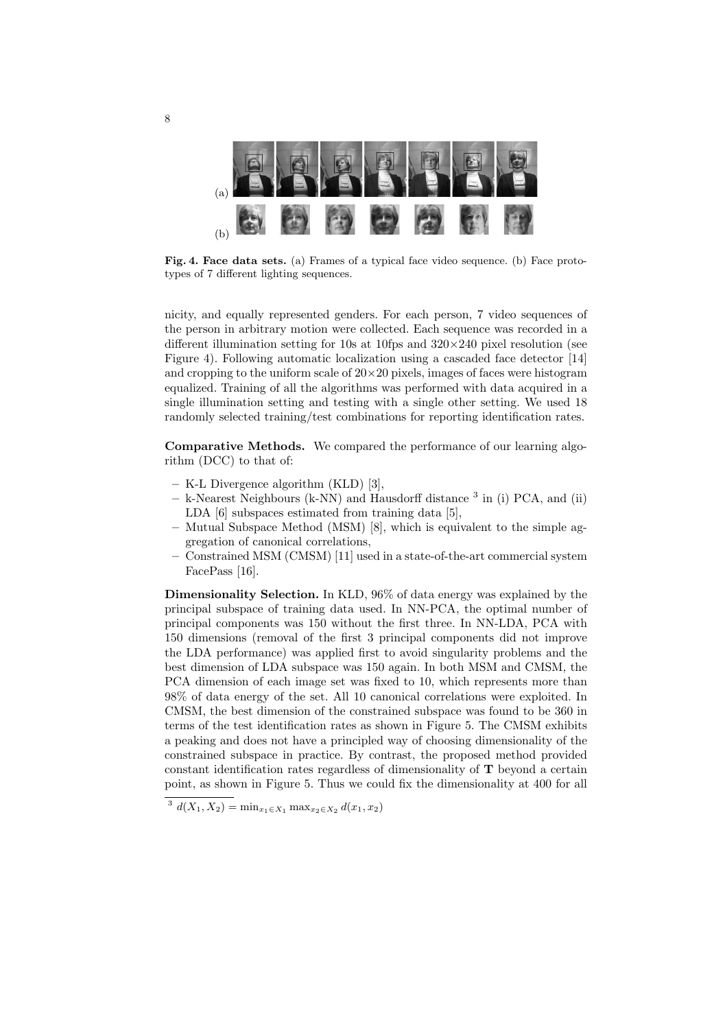(a)

(b)

**Fig. 4. Face data sets.** (a) Frames of a typical face video sequence. (b) Face prototypes of 7 different lighting sequences.

nicity, and equally represented genders. For each person, 7 video sequences of the person in arbitrary motion were collected. Each sequence was recorded in a different illumination setting for 10s at 10fps and 320×240 pixel resolution (see Figure 4). Following automatic localization using a cascaded face detector [14] and cropping to the uniform scale of 20×20 pixels, images of faces were histogram equalized. Training of all the algorithms was performed with data acquired in a single illumination setting and testing with a single other setting. We used 18 randomly selected training/test combinations for reporting identification rates.

**Comparative Methods.** We compared the performance of our learning algorithm (DCC) to that of:

- K-L Divergence algorithm (KLD) [3],
- k-Nearest Neighbours (k-NN) and Hausdorff distance [3] in (i) PCA, and (ii) LDA [6] subspaces estimated from training data [5],
- Mutual Subspace Method (MSM) [8], which is equivalent to the simple aggregation of canonical correlations,
- Constrained MSM (CMSM) [11] used in a state-of-the-art commercial system FacePass [16].

**Dimensionality Selection.** In KLD, 96% of data energy was explained by the principal subspace of training data used. In NN-PCA, the optimal number of principal components was 150 without the first three. In NN-LDA, PCA with 150 dimensions (removal of the first 3 principal components did not improve the LDA performance) was applied first to avoid singularity problems and the best dimension of LDA subspace was 150 again. In both MSM and CMSM, the PCA dimension of each image set was fixed to 10, which represents more than 98% of data energy of the set. All 10 canonical correlations were exploited. In CMSM, the best dimension of the constrained subspace was found to be 360 in terms of the test identification rates as shown in Figure 5. The CMSM exhibits a peaking and does not have a principled way of choosing dimensionality of the constrained subspace in practice. By contrast, the proposed method provided constant identification rates regardless of dimensionality of $\mathbf{T}$ beyond a certain point, as shown in Figure 5. Thus we could fix the dimensionality at 400 for all

[3] $d(X_1, X_2) = \min_{x_1 \in X_1} \max_{x_2 \in X_2} d(x_1, x_2)$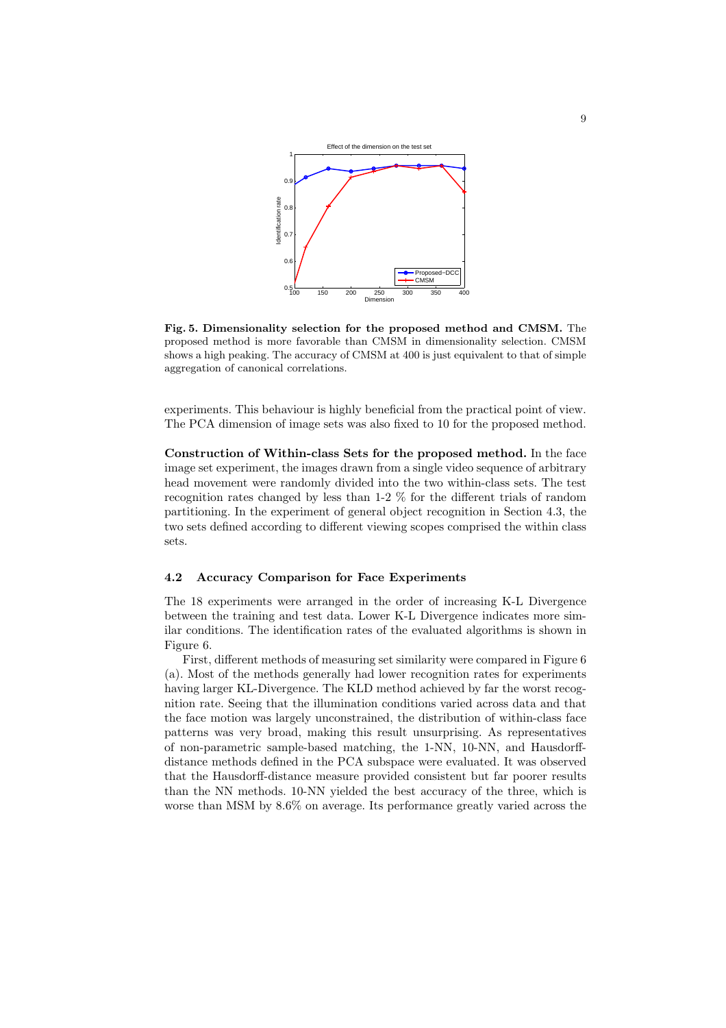**Fig. 5. Dimensionality selection for the proposed method and CMSM.** The proposed method is more favorable than CMSM in dimensionality selection. CMSM shows a high peaking. The accuracy of CMSM at 400 is just equivalent to that of simple aggregation of canonical correlations.

experiments. This behaviour is highly beneficial from the practical point of view. The PCA dimension of image sets was also fixed to 10 for the proposed method.

**Construction of Within-class Sets for the proposed method.** In the face image set experiment, the images drawn from a single video sequence of arbitrary head movement were randomly divided into the two within-class sets. The test recognition rates changed by less than 1-2 % for the different trials of random partitioning. In the experiment of general object recognition in Section 4.3, the two sets defined according to different viewing scopes comprised the within class sets.

### 4.2 Accuracy Comparison for Face Experiments

The 18 experiments were arranged in the order of increasing K-L Divergence between the training and test data. Lower K-L Divergence indicates more similar conditions. The identification rates of the evaluated algorithms is shown in Figure 6.

First, different methods of measuring set similarity were compared in Figure 6 (a). Most of the methods generally had lower recognition rates for experiments having larger KL-Divergence. The KLD method achieved by far the worst recognition rate. Seeing that the illumination conditions varied across data and that the face motion was largely unconstrained, the distribution of within-class face patterns was very broad, making this result unsurprising. As representatives of non-parametric sample-based matching, the 1-NN, 10-NN, and Hausdorff-distance methods defined in the PCA subspace were evaluated. It was observed that the Hausdorff-distance measure provided consistent but far poorer results than the NN methods. 10-NN yielded the best accuracy of the three, which is worse than MSM by 8.6% on average. Its performance greatly varied across the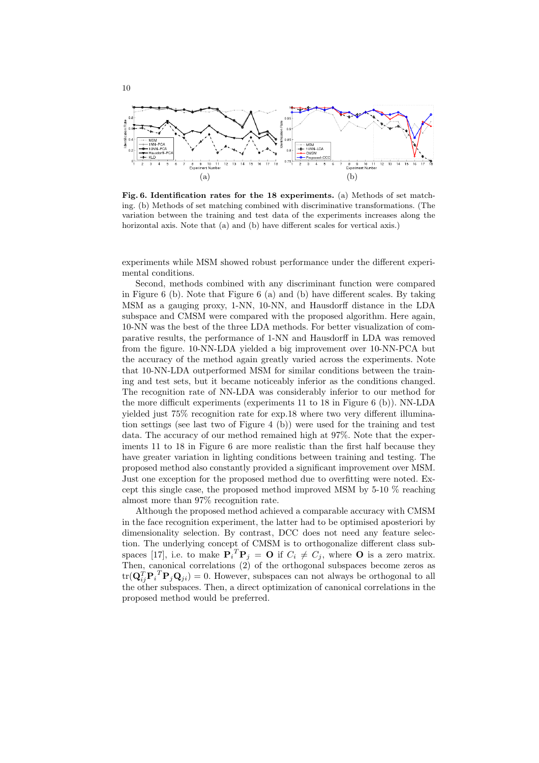(a)

(b)

**Fig. 6. Identification rates for the 18 experiments.** (a) Methods of set matching. (b) Methods of set matching combined with discriminative transformations. (The variation between the training and test data of the experiments increases along the horizontal axis. Note that (a) and (b) have different scales for vertical axis.)

experiments while MSM showed robust performance under the different experimental conditions.

Second, methods combined with any discriminant function were compared in Figure 6 (b). Note that Figure 6 (a) and (b) have different scales. By taking MSM as a gauging proxy, 1-NN, 10-NN, and Hausdorff distance in the LDA subspace and CMSM were compared with the proposed algorithm. Here again, 10-NN was the best of the three LDA methods. For better visualization of comparative results, the performance of 1-NN and Hausdorff in LDA was removed from the figure. 10-NN-LDA yielded a big improvement over 10-NN-PCA but the accuracy of the method again greatly varied across the experiments. Note that 10-NN-LDA outperformed MSM for similar conditions between the training and test sets, but it became noticeably inferior as the conditions changed. The recognition rate of NN-LDA was considerably inferior to our method for the more difficult experiments (experiments 11 to 18 in Figure 6 (b)). NN-LDA yielded just 75% recognition rate for exp.18 where two very different illumination settings (see last two of Figure 4 (b)) were used for the training and test data. The accuracy of our method remained high at 97%. Note that the experiments 11 to 18 in Figure 6 are more realistic than the first half because they have greater variation in lighting conditions between training and testing. The proposed method also constantly provided a significant improvement over MSM. Just one exception for the proposed method due to overfitting were noted. Except this single case, the proposed method improved MSM by 5-10 % reaching almost more than 97% recognition rate.

Although the proposed method achieved a comparable accuracy with CMSM in the face recognition experiment, the latter had to be optimised aposteriori by dimensionality selection. By contrast, DCC does not need any feature selection. The underlying concept of CMSM is to orthogonalize different class subspaces [17], i.e. to make ${\mathbf{P}_i}^T\mathbf{P}_j = \mathbf{O}$ if $C_i \neq C_j$, where $\mathbf{O}$ is a zero matrix. Then, canonical correlations (2) of the orthogonal subspaces become zeros as $\mathrm{tr}(\mathbf{Q}_{ij}^T{\mathbf{P}_i}^T\mathbf{P}_j\mathbf{Q}_{ji}) = 0$. However, subspaces can not always be orthogonal to all the other subspaces. Then, a direct optimization of canonical correlations in the proposed method would be preferred.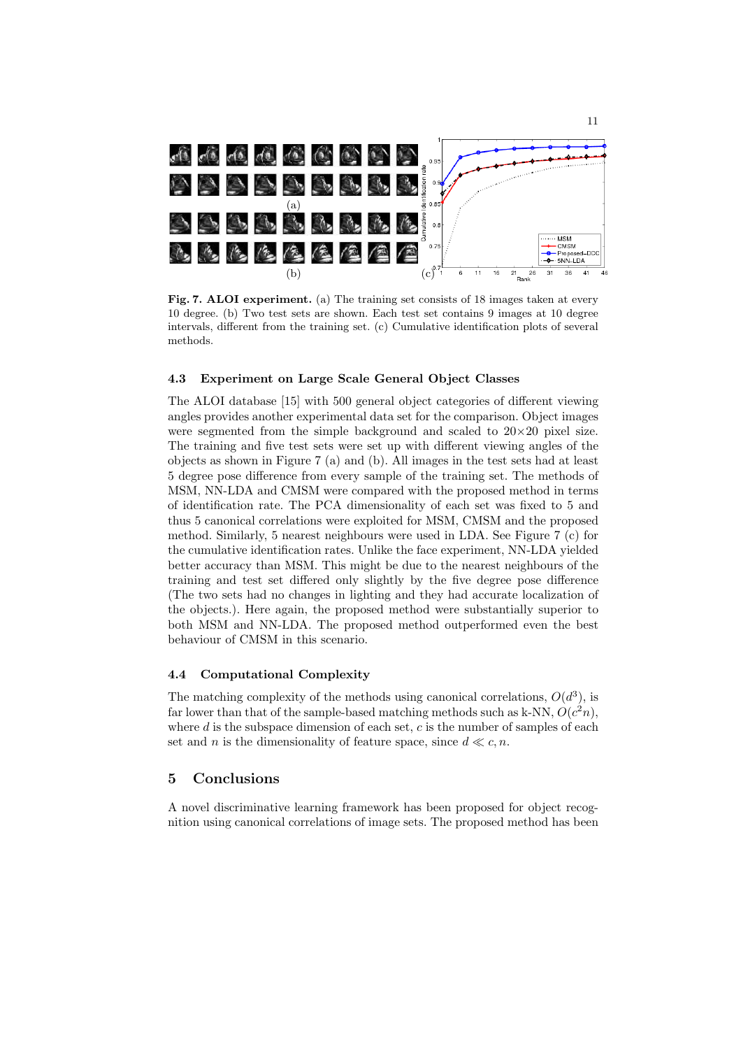**Fig. 7. ALOI experiment.** (a) The training set consists of 18 images taken at every 10 degree. (b) Two test sets are shown. Each test set contains 9 images at 10 degree intervals, different from the training set. (c) Cumulative identification plots of several methods.

### 4.3 Experiment on Large Scale General Object Classes

The ALOI database [15] with 500 general object categories of different viewing angles provides another experimental data set for the comparison. Object images were segmented from the simple background and scaled to 20×20 pixel size. The training and five test sets were set up with different viewing angles of the objects as shown in Figure 7 (a) and (b). All images in the test sets had at least 5 degree pose difference from every sample of the training set. The methods of MSM, NN-LDA and CMSM were compared with the proposed method in terms of identification rate. The PCA dimensionality of each set was fixed to 5 and thus 5 canonical correlations were exploited for MSM, CMSM and the proposed method. Similarly, 5 nearest neighbours were used in LDA. See Figure 7 (c) for the cumulative identification rates. Unlike the face experiment, NN-LDA yielded better accuracy than MSM. This might be due to the nearest neighbours of the training and test set differed only slightly by the five degree pose difference (The two sets had no changes in lighting and they had accurate localization of the objects.). Here again, the proposed method were substantially superior to both MSM and NN-LDA. The proposed method outperformed even the best behaviour of CMSM in this scenario.

### 4.4 Computational Complexity

The matching complexity of the methods using canonical correlations, $O(d^3)$, is far lower than that of the sample-based matching methods such as k-NN, $O(c^2 n)$, where $d$ is the subspace dimension of each set, $c$ is the number of samples of each set and $n$ is the dimensionality of feature space, since $d \ll c, n$.

## 5 Conclusions

A novel discriminative learning framework has been proposed for object recognition using canonical correlations of image sets. The proposed method has been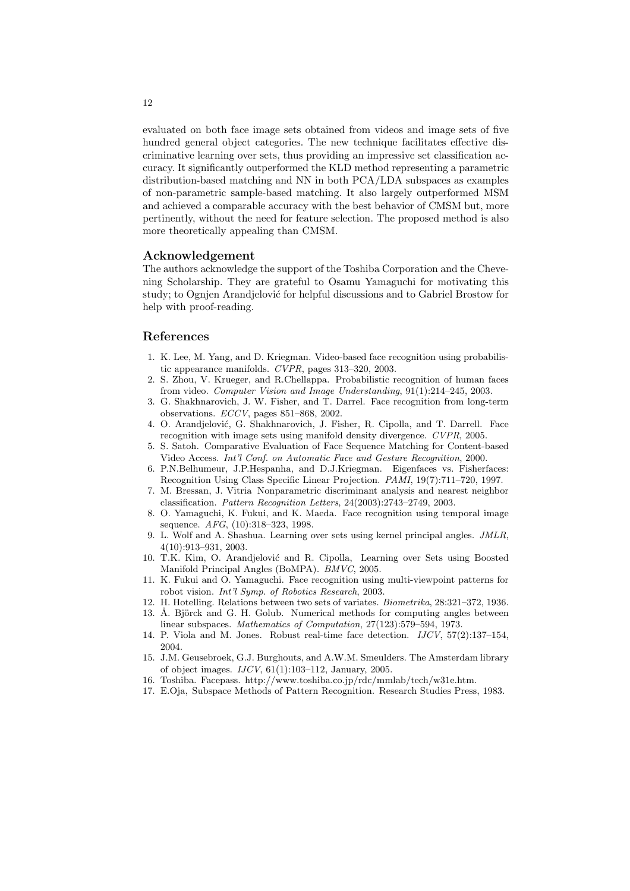evaluated on both face image sets obtained from videos and image sets of five hundred general object categories. The new technique facilitates effective discriminative learning over sets, thus providing an impressive set classification accuracy. It significantly outperformed the KLD method representing a parametric distribution-based matching and NN in both PCA/LDA subspaces as examples of non-parametric sample-based matching. It also largely outperformed MSM and achieved a comparable accuracy with the best behavior of CMSM but, more pertinently, without the need for feature selection. The proposed method is also more theoretically appealing than CMSM.

## Acknowledgement

The authors acknowledge the support of the Toshiba Corporation and the Chevening Scholarship. They are grateful to Osamu Yamaguchi for motivating this study; to Ognjen Arandjelović for helpful discussions and to Gabriel Brostow for help with proof-reading.

## References

1. K. Lee, M. Yang, and D. Kriegman. Video-based face recognition using probabilistic appearance manifolds. *CVPR*, pages 313–320, 2003.
2. S. Zhou, V. Krueger, and R.Chellappa. Probabilistic recognition of human faces from video. *Computer Vision and Image Understanding*, 91(1):214–245, 2003.
3. G. Shakhnarovich, J. W. Fisher, and T. Darrel. Face recognition from long-term observations. *ECCV*, pages 851–868, 2002.
4. O. Arandjelović, G. Shakhnarovich, J. Fisher, R. Cipolla, and T. Darrell. Face recognition with image sets using manifold density divergence. *CVPR*, 2005.
5. S. Satoh. Comparative Evaluation of Face Sequence Matching for Content-based Video Access. *Int'l Conf. on Automatic Face and Gesture Recognition*, 2000.
6. P.N.Belhumeur, J.P.Hespanha, and D.J.Kriegman. Eigenfaces vs. Fisherfaces: Recognition Using Class Specific Linear Projection. *PAMI*, 19(7):711–720, 1997.
7. M. Bressan, J. Vitria Nonparametric discriminant analysis and nearest neighbor classification. *Pattern Recognition Letters*, 24(2003):2743–2749, 2003.
8. O. Yamaguchi, K. Fukui, and K. Maeda. Face recognition using temporal image sequence. *AFG*, (10):318–323, 1998.
9. L. Wolf and A. Shashua. Learning over sets using kernel principal angles. *JMLR*, 4(10):913–931, 2003.
10. T.K. Kim, O. Arandjelović and R. Cipolla, Learning over Sets using Boosted Manifold Principal Angles (BoMPA). *BMVC*, 2005.
11. K. Fukui and O. Yamaguchi. Face recognition using multi-viewpoint patterns for robot vision. *Int'l Symp. of Robotics Research*, 2003.
12. H. Hotelling. Relations between two sets of variates. *Biometrika*, 28:321–372, 1936.
13. Å. Björck and G. H. Golub. Numerical methods for computing angles between linear subspaces. *Mathematics of Computation*, 27(123):579–594, 1973.
14. P. Viola and M. Jones. Robust real-time face detection. *IJCV*, 57(2):137–154, 2004.
15. J.M. Geusebroek, G.J. Burghouts, and A.W.M. Smeulders. The Amsterdam library of object images. *IJCV*, 61(1):103–112, January, 2005.
16. Toshiba. Facepass. http://www.toshiba.co.jp/rdc/mmlab/tech/w31e.htm.
17. E.Oja, Subspace Methods of Pattern Recognition. Research Studies Press, 1983.